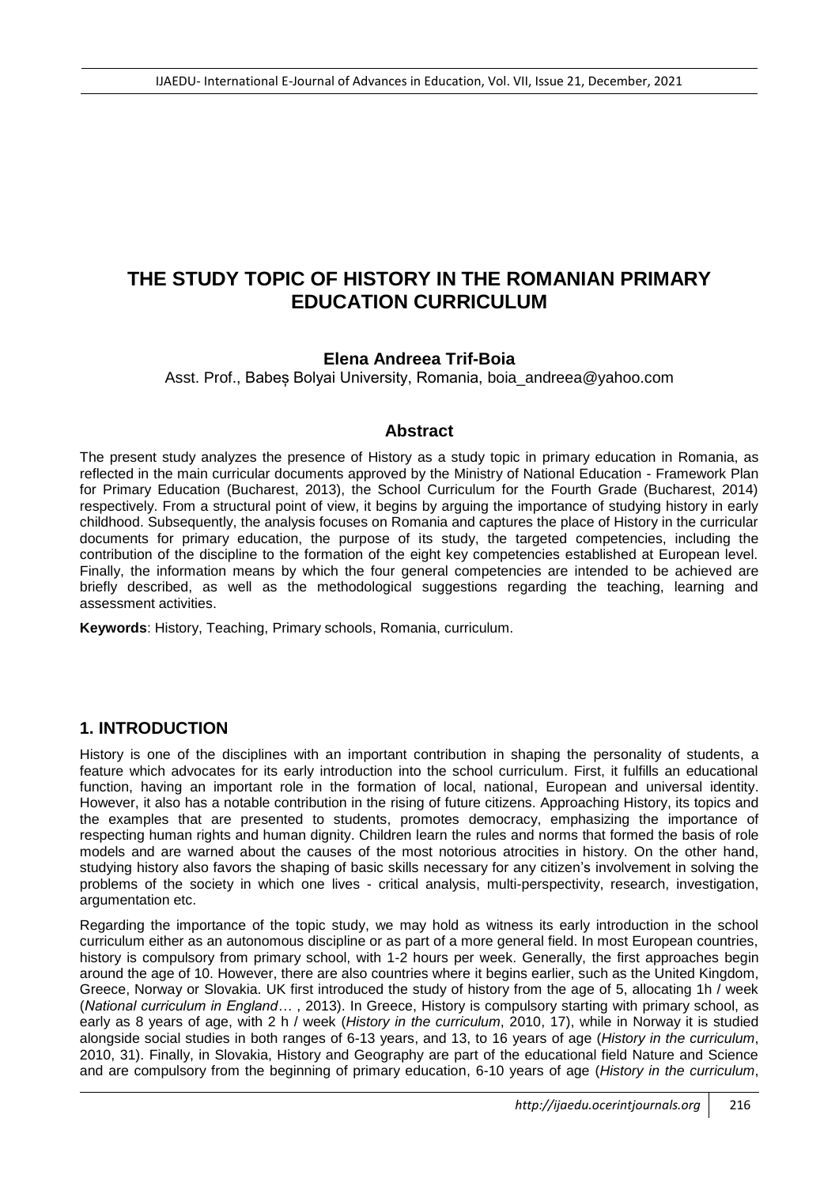# THE STUDY TOPIC OF HISTORY IN THE ROMANIAN PRIMARY EDUCATION CURRICULUM

**Elena Andreea Trif-Boia**

Asst. Prof., Babeș Bolyai University, Romania, boia_andreea@yahoo.com

## Abstract

The present study analyzes the presence of History as a study topic in primary education in Romania, as reflected in the main curricular documents approved by the Ministry of National Education - Framework Plan for Primary Education (Bucharest, 2013), the School Curriculum for the Fourth Grade (Bucharest, 2014) respectively. From a structural point of view, it begins by arguing the importance of studying history in early childhood. Subsequently, the analysis focuses on Romania and captures the place of History in the curricular documents for primary education, the purpose of its study, the targeted competencies, including the contribution of the discipline to the formation of the eight key competencies established at European level. Finally, the information means by which the four general competencies are intended to be achieved are briefly described, as well as the methodological suggestions regarding the teaching, learning and assessment activities.

**Keywords**: History, Teaching, Primary schools, Romania, curriculum.

## 1. INTRODUCTION

History is one of the disciplines with an important contribution in shaping the personality of students, a feature which advocates for its early introduction into the school curriculum. First, it fulfills an educational function, having an important role in the formation of local, national, European and universal identity. However, it also has a notable contribution in the rising of future citizens. Approaching History, its topics and the examples that are presented to students, promotes democracy, emphasizing the importance of respecting human rights and human dignity. Children learn the rules and norms that formed the basis of role models and are warned about the causes of the most notorious atrocities in history. On the other hand, studying history also favors the shaping of basic skills necessary for any citizen's involvement in solving the problems of the society in which one lives - critical analysis, multi-perspectivity, research, investigation, argumentation etc.

Regarding the importance of the topic study, we may hold as witness its early introduction in the school curriculum either as an autonomous discipline or as part of a more general field. In most European countries, history is compulsory from primary school, with 1-2 hours per week. Generally, the first approaches begin around the age of 10. However, there are also countries where it begins earlier, such as the United Kingdom, Greece, Norway or Slovakia. UK first introduced the study of history from the age of 5, allocating 1h / week (*National curriculum in England*… , 2013). In Greece, History is compulsory starting with primary school, as early as 8 years of age, with 2 h / week (*History in the curriculum*, 2010, 17), while in Norway it is studied alongside social studies in both ranges of 6-13 years, and 13, to 16 years of age (*History in the curriculum*, 2010, 31). Finally, in Slovakia, History and Geography are part of the educational field Nature and Science and are compulsory from the beginning of primary education, 6-10 years of age (*History in the curriculum*,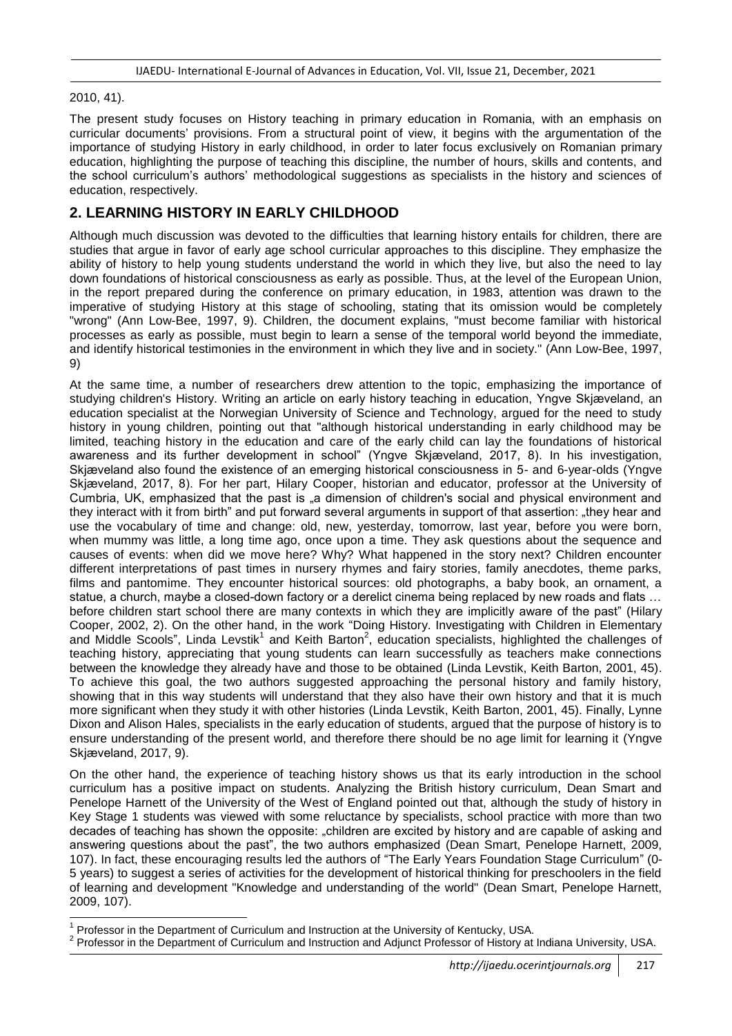2010, 41).

The present study focuses on History teaching in primary education in Romania, with an emphasis on curricular documents' provisions. From a structural point of view, it begins with the argumentation of the importance of studying History in early childhood, in order to later focus exclusively on Romanian primary education, highlighting the purpose of teaching this discipline, the number of hours, skills and contents, and the school curriculum's authors' methodological suggestions as specialists in the history and sciences of education, respectively.

## 2. LEARNING HISTORY IN EARLY CHILDHOOD

Although much discussion was devoted to the difficulties that learning history entails for children, there are studies that argue in favor of early age school curricular approaches to this discipline. They emphasize the ability of history to help young students understand the world in which they live, but also the need to lay down foundations of historical consciousness as early as possible. Thus, at the level of the European Union, in the report prepared during the conference on primary education, in 1983, attention was drawn to the imperative of studying History at this stage of schooling, stating that its omission would be completely "wrong" (Ann Low-Bee, 1997, 9). Children, the document explains, "must become familiar with historical processes as early as possible, must begin to learn a sense of the temporal world beyond the immediate, and identify historical testimonies in the environment in which they live and in society." (Ann Low-Bee, 1997, 9)

At the same time, a number of researchers drew attention to the topic, emphasizing the importance of studying children's History. Writing an article on early history teaching in education, Yngve Skjæveland, an education specialist at the Norwegian University of Science and Technology, argued for the need to study history in young children, pointing out that "although historical understanding in early childhood may be limited, teaching history in the education and care of the early child can lay the foundations of historical awareness and its further development in school" (Yngve Skjæveland, 2017, 8). In his investigation, Skjæveland also found the existence of an emerging historical consciousness in 5- and 6-year-olds (Yngve Skjæveland, 2017, 8). For her part, Hilary Cooper, historian and educator, professor at the University of Cumbria, UK, emphasized that the past is „a dimension of children's social and physical environment and they interact with it from birth" and put forward several arguments in support of that assertion: „they hear and use the vocabulary of time and change: old, new, yesterday, tomorrow, last year, before you were born, when mummy was little, a long time ago, once upon a time. They ask questions about the sequence and causes of events: when did we move here? Why? What happened in the story next? Children encounter different interpretations of past times in nursery rhymes and fairy stories, family anecdotes, theme parks, films and pantomime. They encounter historical sources: old photographs, a baby book, an ornament, a statue, a church, maybe a closed-down factory or a derelict cinema being replaced by new roads and flats … before children start school there are many contexts in which they are implicitly aware of the past" (Hilary Cooper, 2002, 2). On the other hand, in the work "Doing History. Investigating with Children in Elementary and Middle Scools", Linda Levstik[1] and Keith Barton[2], education specialists, highlighted the challenges of teaching history, appreciating that young students can learn successfully as teachers make connections between the knowledge they already have and those to be obtained (Linda Levstik, Keith Barton, 2001, 45). To achieve this goal, the two authors suggested approaching the personal history and family history, showing that in this way students will understand that they also have their own history and that it is much more significant when they study it with other histories (Linda Levstik, Keith Barton, 2001, 45). Finally, Lynne Dixon and Alison Hales, specialists in the early education of students, argued that the purpose of history is to ensure understanding of the present world, and therefore there should be no age limit for learning it (Yngve Skjæveland, 2017, 9).

On the other hand, the experience of teaching history shows us that its early introduction in the school curriculum has a positive impact on students. Analyzing the British history curriculum, Dean Smart and Penelope Harnett of the University of the West of England pointed out that, although the study of history in Key Stage 1 students was viewed with some reluctance by specialists, school practice with more than two decades of teaching has shown the opposite: „children are excited by history and are capable of asking and answering questions about the past", the two authors emphasized (Dean Smart, Penelope Harnett, 2009, 107). In fact, these encouraging results led the authors of "The Early Years Foundation Stage Curriculum" (0-5 years) to suggest a series of activities for the development of historical thinking for preschoolers in the field of learning and development "Knowledge and understanding of the world" (Dean Smart, Penelope Harnett, 2009, 107).

---

[1] Professor in the Department of Curriculum and Instruction at the University of Kentucky, USA.

[2] Professor in the Department of Curriculum and Instruction and Adjunct Professor of History at Indiana University, USA.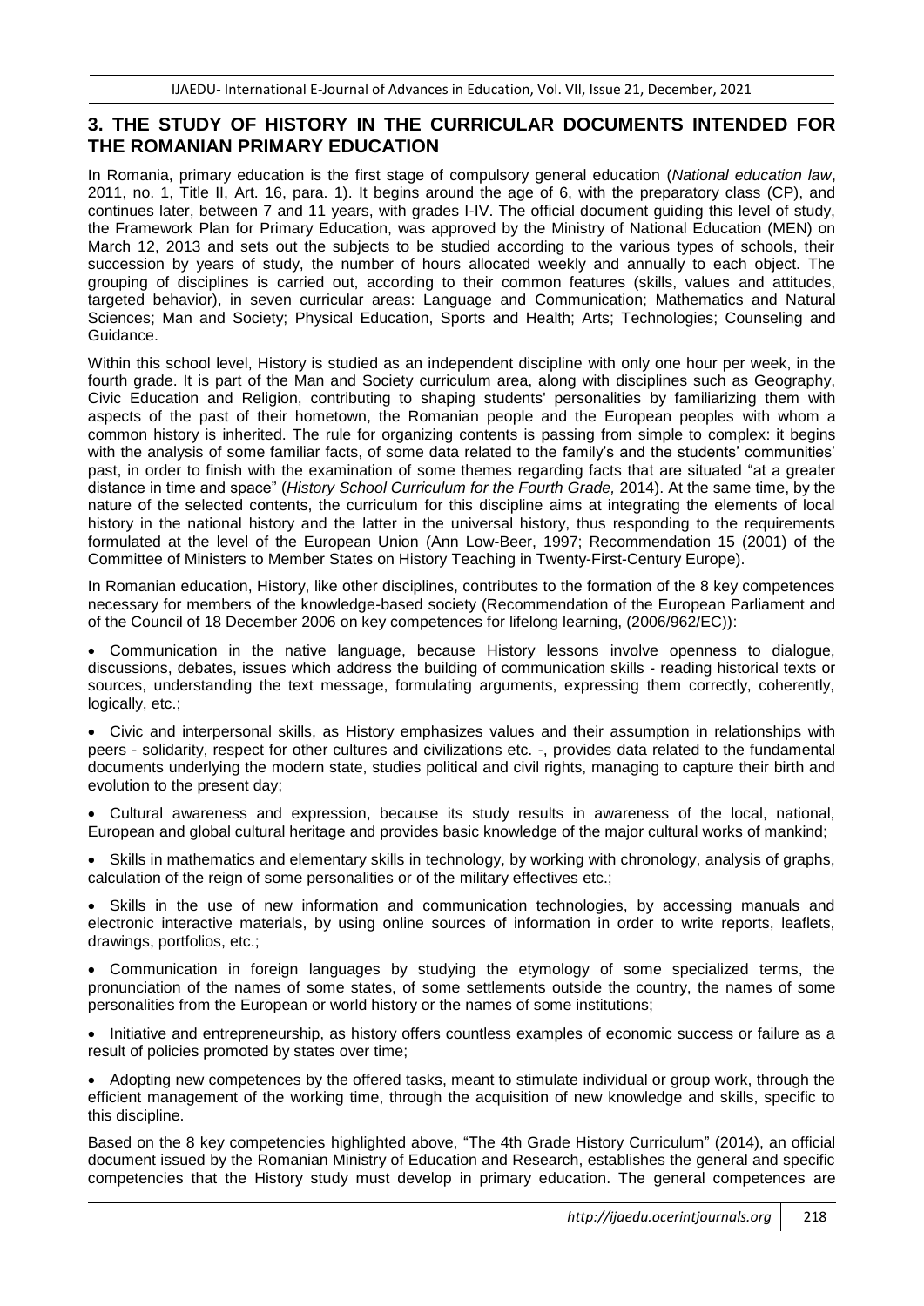## 3. THE STUDY OF HISTORY IN THE CURRICULAR DOCUMENTS INTENDED FOR THE ROMANIAN PRIMARY EDUCATION

In Romania, primary education is the first stage of compulsory general education (*National education law*, 2011, no. 1, Title II, Art. 16, para. 1). It begins around the age of 6, with the preparatory class (CP), and continues later, between 7 and 11 years, with grades I-IV. The official document guiding this level of study, the Framework Plan for Primary Education, was approved by the Ministry of National Education (MEN) on March 12, 2013 and sets out the subjects to be studied according to the various types of schools, their succession by years of study, the number of hours allocated weekly and annually to each object. The grouping of disciplines is carried out, according to their common features (skills, values and attitudes, targeted behavior), in seven curricular areas: Language and Communication; Mathematics and Natural Sciences; Man and Society; Physical Education, Sports and Health; Arts; Technologies; Counseling and Guidance.

Within this school level, History is studied as an independent discipline with only one hour per week, in the fourth grade. It is part of the Man and Society curriculum area, along with disciplines such as Geography, Civic Education and Religion, contributing to shaping students' personalities by familiarizing them with aspects of the past of their hometown, the Romanian people and the European peoples with whom a common history is inherited. The rule for organizing contents is passing from simple to complex: it begins with the analysis of some familiar facts, of some data related to the family's and the students' communities' past, in order to finish with the examination of some themes regarding facts that are situated "at a greater distance in time and space" (*History School Curriculum for the Fourth Grade,* 2014). At the same time, by the nature of the selected contents, the curriculum for this discipline aims at integrating the elements of local history in the national history and the latter in the universal history, thus responding to the requirements formulated at the level of the European Union (Ann Low-Beer, 1997; Recommendation 15 (2001) of the Committee of Ministers to Member States on History Teaching in Twenty-First-Century Europe).

In Romanian education, History, like other disciplines, contributes to the formation of the 8 key competences necessary for members of the knowledge-based society (Recommendation of the European Parliament and of the Council of 18 December 2006 on key competences for lifelong learning, (2006/962/EC)):

- Communication in the native language, because History lessons involve openness to dialogue, discussions, debates, issues which address the building of communication skills - reading historical texts or sources, understanding the text message, formulating arguments, expressing them correctly, coherently, logically, etc.;
- Civic and interpersonal skills, as History emphasizes values and their assumption in relationships with peers - solidarity, respect for other cultures and civilizations etc. -, provides data related to the fundamental documents underlying the modern state, studies political and civil rights, managing to capture their birth and evolution to the present day;
- Cultural awareness and expression, because its study results in awareness of the local, national, European and global cultural heritage and provides basic knowledge of the major cultural works of mankind;
- Skills in mathematics and elementary skills in technology, by working with chronology, analysis of graphs, calculation of the reign of some personalities or of the military effectives etc.;
- Skills in the use of new information and communication technologies, by accessing manuals and electronic interactive materials, by using online sources of information in order to write reports, leaflets, drawings, portfolios, etc.;
- Communication in foreign languages by studying the etymology of some specialized terms, the pronunciation of the names of some states, of some settlements outside the country, the names of some personalities from the European or world history or the names of some institutions;
- Initiative and entrepreneurship, as history offers countless examples of economic success or failure as a result of policies promoted by states over time;
- Adopting new competences by the offered tasks, meant to stimulate individual or group work, through the efficient management of the working time, through the acquisition of new knowledge and skills, specific to this discipline.

Based on the 8 key competencies highlighted above, "The 4th Grade History Curriculum" (2014), an official document issued by the Romanian Ministry of Education and Research, establishes the general and specific competencies that the History study must develop in primary education. The general competences are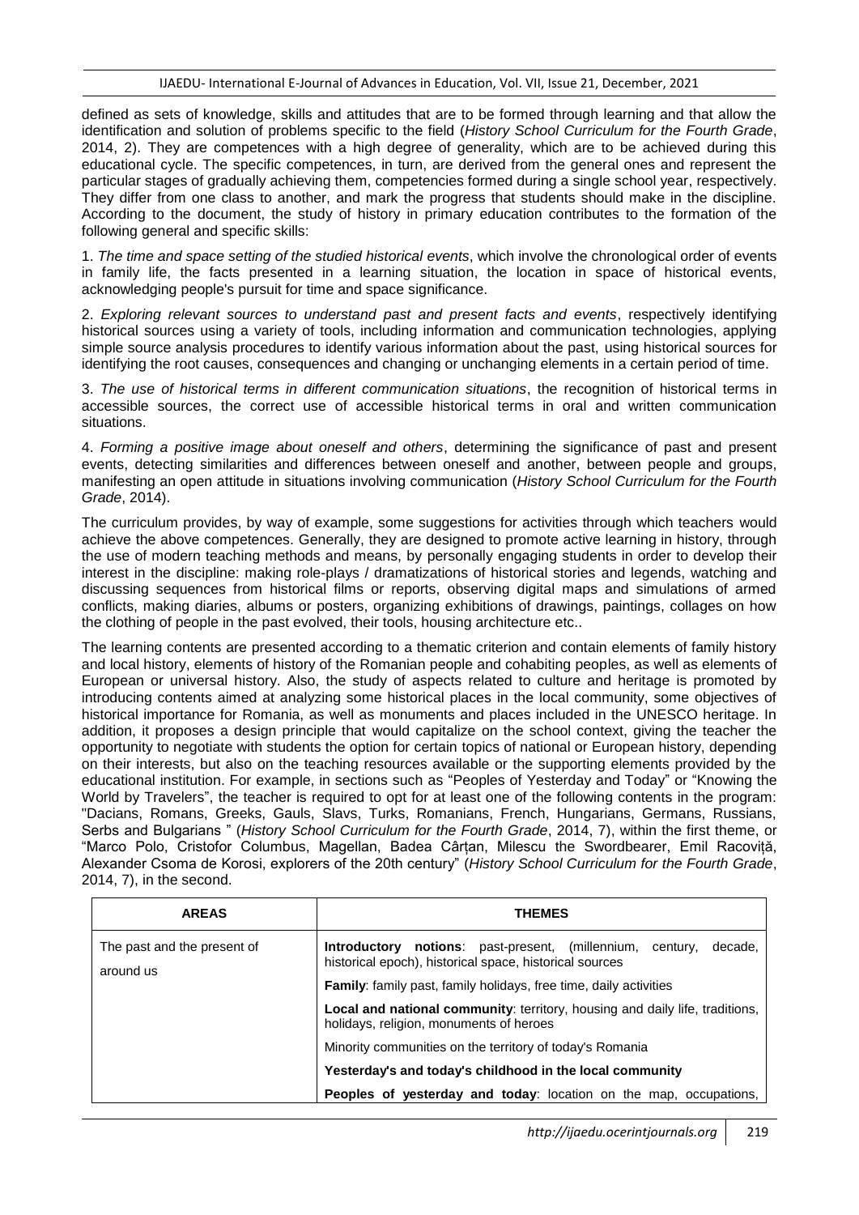defined as sets of knowledge, skills and attitudes that are to be formed through learning and that allow the identification and solution of problems specific to the field (*History School Curriculum for the Fourth Grade*, 2014, 2). They are competences with a high degree of generality, which are to be achieved during this educational cycle. The specific competences, in turn, are derived from the general ones and represent the particular stages of gradually achieving them, competencies formed during a single school year, respectively. They differ from one class to another, and mark the progress that students should make in the discipline. According to the document, the study of history in primary education contributes to the formation of the following general and specific skills:

1. *The time and space setting of the studied historical events*, which involve the chronological order of events in family life, the facts presented in a learning situation, the location in space of historical events, acknowledging people's pursuit for time and space significance.

2. *Exploring relevant sources to understand past and present facts and events*, respectively identifying historical sources using a variety of tools, including information and communication technologies, applying simple source analysis procedures to identify various information about the past, using historical sources for identifying the root causes, consequences and changing or unchanging elements in a certain period of time.

3. *The use of historical terms in different communication situations*, the recognition of historical terms in accessible sources, the correct use of accessible historical terms in oral and written communication situations.

4. *Forming a positive image about oneself and others*, determining the significance of past and present events, detecting similarities and differences between oneself and another, between people and groups, manifesting an open attitude in situations involving communication (*History School Curriculum for the Fourth Grade*, 2014).

The curriculum provides, by way of example, some suggestions for activities through which teachers would achieve the above competences. Generally, they are designed to promote active learning in history, through the use of modern teaching methods and means, by personally engaging students in order to develop their interest in the discipline: making role-plays / dramatizations of historical stories and legends, watching and discussing sequences from historical films or reports, observing digital maps and simulations of armed conflicts, making diaries, albums or posters, organizing exhibitions of drawings, paintings, collages on how the clothing of people in the past evolved, their tools, housing architecture etc..

The learning contents are presented according to a thematic criterion and contain elements of family history and local history, elements of history of the Romanian people and cohabiting peoples, as well as elements of European or universal history. Also, the study of aspects related to culture and heritage is promoted by introducing contents aimed at analyzing some historical places in the local community, some objectives of historical importance for Romania, as well as monuments and places included in the UNESCO heritage. In addition, it proposes a design principle that would capitalize on the school context, giving the teacher the opportunity to negotiate with students the option for certain topics of national or European history, depending on their interests, but also on the teaching resources available or the supporting elements provided by the educational institution. For example, in sections such as "Peoples of Yesterday and Today" or "Knowing the World by Travelers", the teacher is required to opt for at least one of the following contents in the program: "Dacians, Romans, Greeks, Gauls, Slavs, Turks, Romanians, French, Hungarians, Germans, Russians, Serbs and Bulgarians " (*History School Curriculum for the Fourth Grade*, 2014, 7), within the first theme, or "Marco Polo, Cristofor Columbus, Magellan, Badea Cârțan, Milescu the Swordbearer, Emil Racoviță, Alexander Csoma de Korosi, explorers of the 20th century" (*History School Curriculum for the Fourth Grade*, 2014, 7), in the second.

| AREAS | THEMES |
|---|---|
| The past and the present of around us | **Introductory notions**: past-present, (millennium, century, decade, historical epoch), historical space, historical sources |
| | **Family**: family past, family holidays, free time, daily activities |
| | **Local and national community**: territory, housing and daily life, traditions, holidays, religion, monuments of heroes |
| | Minority communities on the territory of today's Romania |
| | **Yesterday's and today's childhood in the local community** |
| | **Peoples of yesterday and today**: location on the map, occupations, |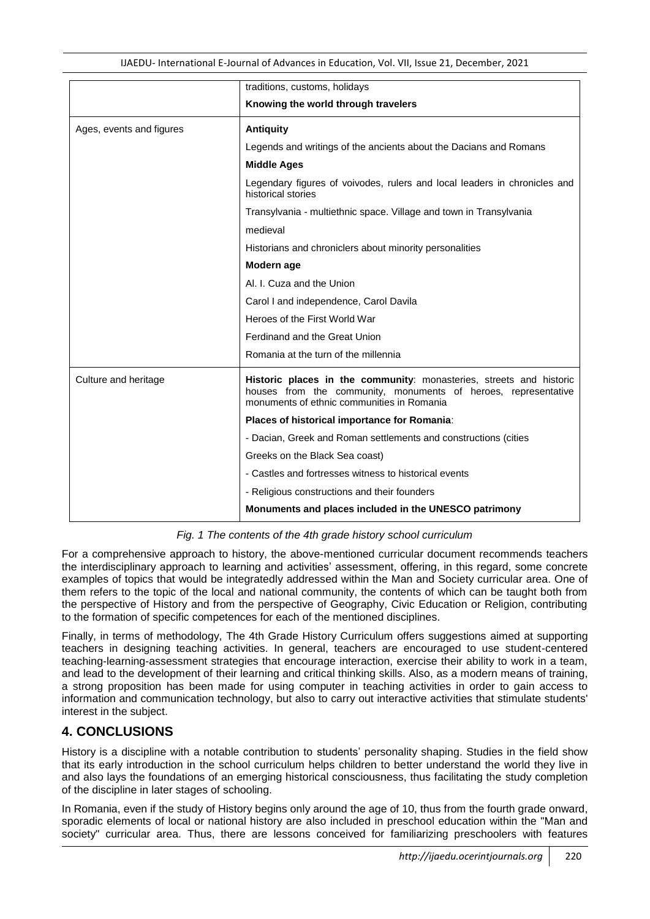| | traditions, customs, holidays |
|---|---|
| | **Knowing the world through travelers** |
| Ages, events and figures | **Antiquity** |
| | Legends and writings of the ancients about the Dacians and Romans |
| | **Middle Ages** |
| | Legendary figures of voivodes, rulers and local leaders in chronicles and historical stories |
| | Transylvania - multiethnic space. Village and town in Transylvania |
| | medieval |
| | Historians and chroniclers about minority personalities |
| | **Modern age** |
| | Al. I. Cuza and the Union |
| | Carol I and independence, Carol Davila |
| | Heroes of the First World War |
| | Ferdinand and the Great Union |
| | Romania at the turn of the millennia |
| Culture and heritage | **Historic places in the community**: monasteries, streets and historic houses from the community, monuments of heroes, representative monuments of ethnic communities in Romania |
| | **Places of historical importance for Romania**: |
| | - Dacian, Greek and Roman settlements and constructions (cities |
| | Greeks on the Black Sea coast) |
| | - Castles and fortresses witness to historical events |
| | - Religious constructions and their founders |
| | **Monuments and places included in the UNESCO patrimony** |

*Fig. 1 The contents of the 4th grade history school curriculum*

For a comprehensive approach to history, the above-mentioned curricular document recommends teachers the interdisciplinary approach to learning and activities' assessment, offering, in this regard, some concrete examples of topics that would be integratedly addressed within the Man and Society curricular area. One of them refers to the topic of the local and national community, the contents of which can be taught both from the perspective of History and from the perspective of Geography, Civic Education or Religion, contributing to the formation of specific competences for each of the mentioned disciplines.

Finally, in terms of methodology, The 4th Grade History Curriculum offers suggestions aimed at supporting teachers in designing teaching activities. In general, teachers are encouraged to use student-centered teaching-learning-assessment strategies that encourage interaction, exercise their ability to work in a team, and lead to the development of their learning and critical thinking skills. Also, as a modern means of training, a strong proposition has been made for using computer in teaching activities in order to gain access to information and communication technology, but also to carry out interactive activities that stimulate students' interest in the subject.

## 4. CONCLUSIONS

History is a discipline with a notable contribution to students' personality shaping. Studies in the field show that its early introduction in the school curriculum helps children to better understand the world they live in and also lays the foundations of an emerging historical consciousness, thus facilitating the study completion of the discipline in later stages of schooling.

In Romania, even if the study of History begins only around the age of 10, thus from the fourth grade onward, sporadic elements of local or national history are also included in preschool education within the "Man and society" curricular area. Thus, there are lessons conceived for familiarizing preschoolers with features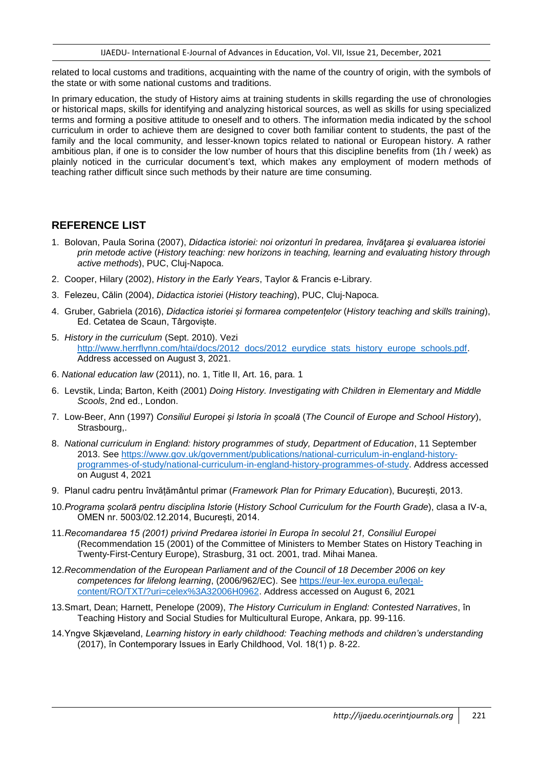related to local customs and traditions, acquainting with the name of the country of origin, with the symbols of the state or with some national customs and traditions.

In primary education, the study of History aims at training students in skills regarding the use of chronologies or historical maps, skills for identifying and analyzing historical sources, as well as skills for using specialized terms and forming a positive attitude to oneself and to others. The information media indicated by the school curriculum in order to achieve them are designed to cover both familiar content to students, the past of the family and the local community, and lesser-known topics related to national or European history. A rather ambitious plan, if one is to consider the low number of hours that this discipline benefits from (1h / week) as plainly noticed in the curricular document's text, which makes any employment of modern methods of teaching rather difficult since such methods by their nature are time consuming.

## REFERENCE LIST

1. Bolovan, Paula Sorina (2007), *Didactica istoriei: noi orizonturi în predarea, învăţarea şi evaluarea istoriei prin metode active* (*History teaching: new horizons in teaching, learning and evaluating history through active methods*), PUC, Cluj-Napoca.
2. Cooper, Hilary (2002), *History in the Early Years*, Taylor & Francis e-Library.
3. Felezeu, Călin (2004), *Didactica istoriei* (*History teaching*), PUC, Cluj-Napoca.
4. Gruber, Gabriela (2016), *Didactica istoriei și formarea competențelor* (*History teaching and skills training*), Ed. Cetatea de Scaun, Târgoviște.
5. *History in the curriculum* (Sept. 2010). Vezi http://www.herrflynn.com/htai/docs/2012_docs/2012_eurydice_stats_history_europe_schools.pdf. Address accessed on August 3, 2021.

6. *National education law* (2011), no. 1, Title II, Art. 16, para. 1

6. Levstik, Linda; Barton, Keith (2001) *Doing History. Investigating with Children in Elementary and Middle Scools*, 2nd ed., London.
7. Low-Beer, Ann (1997) *Consiliul Europei și Istoria în școală* (*The Council of Europe and School History*), Strasbourg,.
8. *National curriculum in England: history programmes of study, Department of Education*, 11 September 2013. See https://www.gov.uk/government/publications/national-curriculum-in-england-history-programmes-of-study/national-curriculum-in-england-history-programmes-of-study. Address accessed on August 4, 2021
9. Planul cadru pentru învățământul primar (*Framework Plan for Primary Education*), București, 2013.
10. *Programa școlară pentru disciplina Istorie* (*History School Curriculum for the Fourth Grade*), clasa a IV-a, OMEN nr. 5003/02.12.2014, București, 2014.
11. *Recomandarea 15 (2001) privind Predarea istoriei în Europa în secolul 21, Consiliul Europei* (Recommendation 15 (2001) of the Committee of Ministers to Member States on History Teaching in Twenty-First-Century Europe), Strasburg, 31 oct. 2001, trad. Mihai Manea.
12. *Recommendation of the European Parliament and of the Council of 18 December 2006 on key competences for lifelong learning*, (2006/962/EC). See https://eur-lex.europa.eu/legal-content/RO/TXT/?uri=celex%3A32006H0962. Address accessed on August 6, 2021
13. Smart, Dean; Harnett, Penelope (2009), *The History Curriculum in England: Contested Narratives*, în Teaching History and Social Studies for Multicultural Europe, Ankara, pp. 99-116.
14. Yngve Skjæveland, *Learning history in early childhood: Teaching methods and children's understanding* (2017), în Contemporary Issues in Early Childhood, Vol. 18(1) p. 8-22.